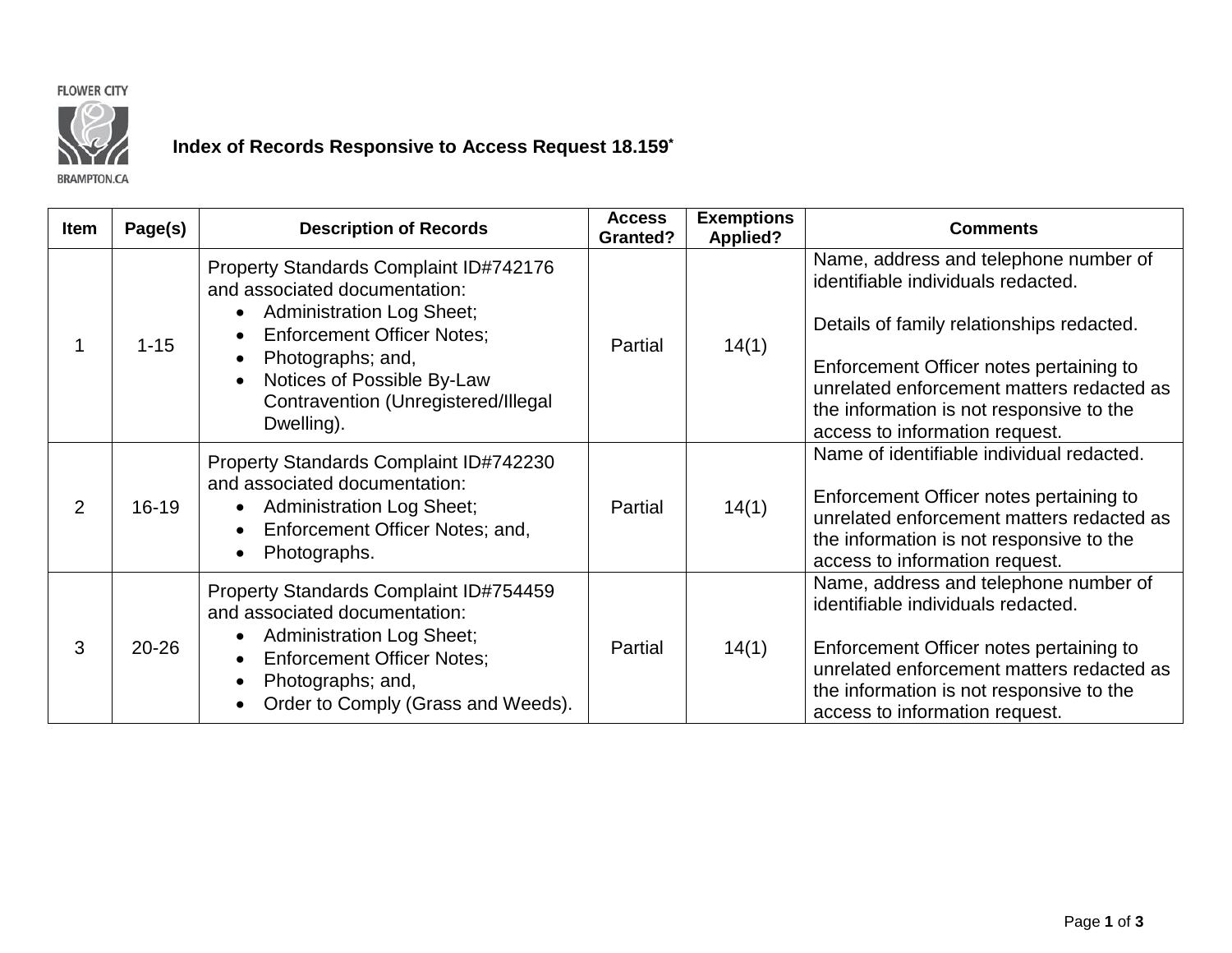FLOWER CITY

BRAMPTON.CA

# Index of Records Responsive to Access Request 18.159*

| Item | Page(s) | Description of Records | Access Granted? | Exemptions Applied? | Comments |
|---|---|---|---|---|---|
| 1 | 1-15 | Property Standards Complaint ID#742176 and associated documentation:<br>• Administration Log Sheet;<br>• Enforcement Officer Notes;<br>• Photographs; and,<br>• Notices of Possible By-Law Contravention (Unregistered/Illegal Dwelling). | Partial | 14(1) | Name, address and telephone number of identifiable individuals redacted.<br><br>Details of family relationships redacted.<br><br>Enforcement Officer notes pertaining to unrelated enforcement matters redacted as the information is not responsive to the access to information request. |
| 2 | 16-19 | Property Standards Complaint ID#742230 and associated documentation:<br>• Administration Log Sheet;<br>• Enforcement Officer Notes; and,<br>• Photographs. | Partial | 14(1) | Name of identifiable individual redacted.<br><br>Enforcement Officer notes pertaining to unrelated enforcement matters redacted as the information is not responsive to the access to information request. |
| 3 | 20-26 | Property Standards Complaint ID#754459 and associated documentation:<br>• Administration Log Sheet;<br>• Enforcement Officer Notes;<br>• Photographs; and,<br>• Order to Comply (Grass and Weeds). | Partial | 14(1) | Name, address and telephone number of identifiable individuals redacted.<br><br>Enforcement Officer notes pertaining to unrelated enforcement matters redacted as the information is not responsive to the access to information request. |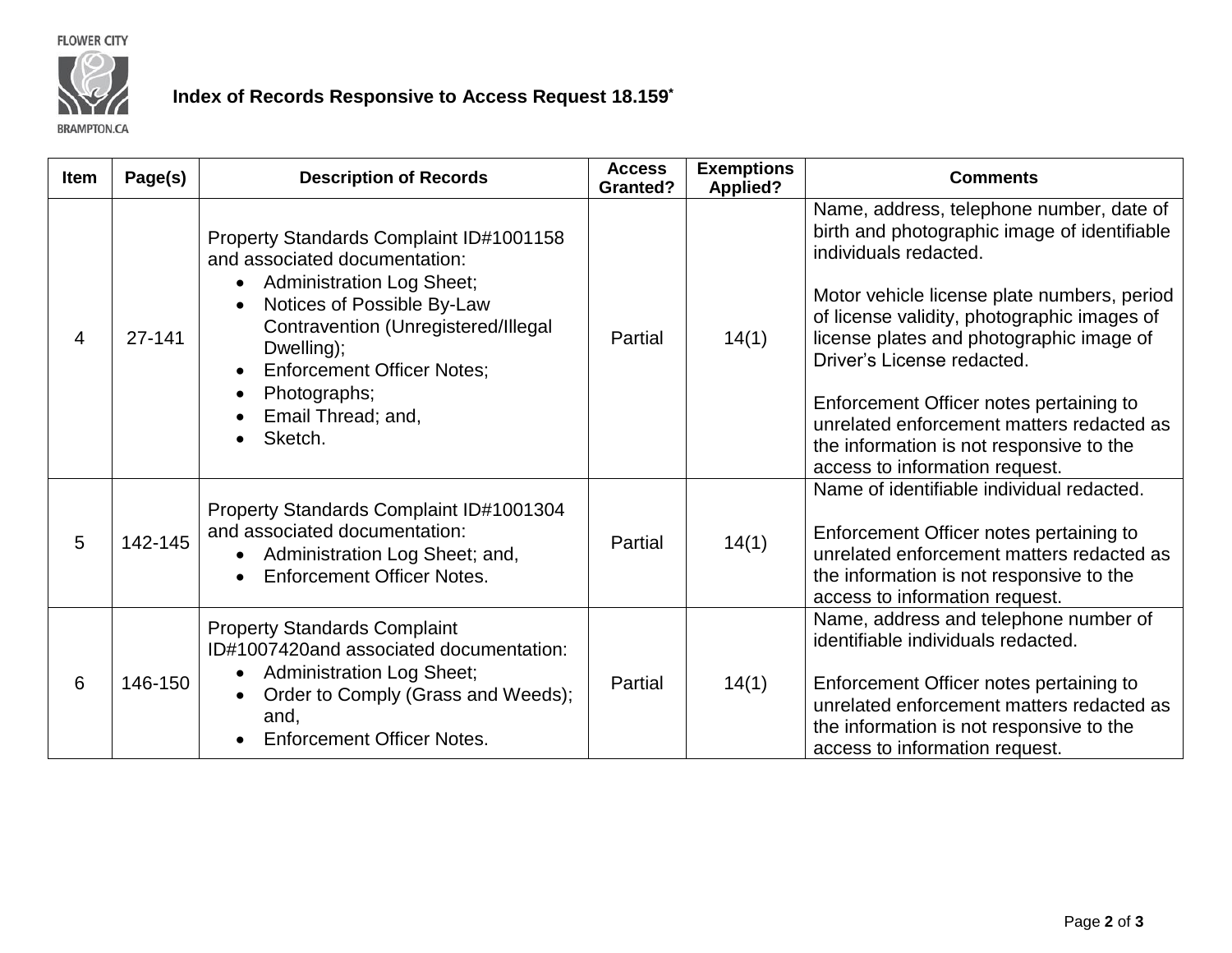# Index of Records Responsive to Access Request 18.159*

| Item | Page(s) | Description of Records | Access Granted? | Exemptions Applied? | Comments |
|---|---|---|---|---|---|
| 4 | 27-141 | Property Standards Complaint ID#1001158 and associated documentation:<br>• Administration Log Sheet;<br>• Notices of Possible By-Law Contravention (Unregistered/Illegal Dwelling);<br>• Enforcement Officer Notes;<br>• Photographs;<br>• Email Thread; and,<br>• Sketch. | Partial | 14(1) | Name, address, telephone number, date of birth and photographic image of identifiable individuals redacted.<br><br>Motor vehicle license plate numbers, period of license validity, photographic images of license plates and photographic image of Driver's License redacted.<br><br>Enforcement Officer notes pertaining to unrelated enforcement matters redacted as the information is not responsive to the access to information request. |
| 5 | 142-145 | Property Standards Complaint ID#1001304 and associated documentation:<br>• Administration Log Sheet; and,<br>• Enforcement Officer Notes. | Partial | 14(1) | Name of identifiable individual redacted.<br><br>Enforcement Officer notes pertaining to unrelated enforcement matters redacted as the information is not responsive to the access to information request. |
| 6 | 146-150 | Property Standards Complaint ID#1007420and associated documentation:<br>• Administration Log Sheet;<br>• Order to Comply (Grass and Weeds); and,<br>• Enforcement Officer Notes. | Partial | 14(1) | Name, address and telephone number of identifiable individuals redacted.<br><br>Enforcement Officer notes pertaining to unrelated enforcement matters redacted as the information is not responsive to the access to information request. |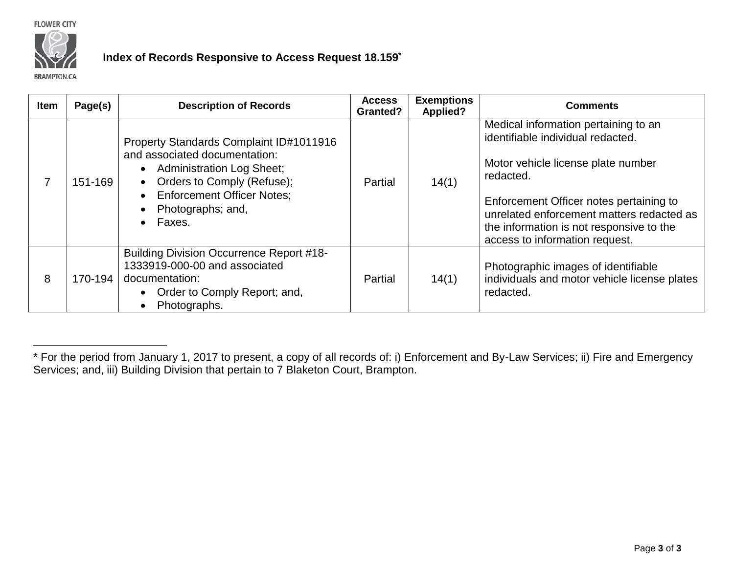FLOWER CITY

BRAMPTON.CA

**Index of Records Responsive to Access Request 18.159***

| Item | Page(s) | Description of Records | Access Granted? | Exemptions Applied? | Comments |
|---|---|---|---|---|---|
| 7 | 151-169 | Property Standards Complaint ID#1011916 and associated documentation:<br>• Administration Log Sheet;<br>• Orders to Comply (Refuse);<br>• Enforcement Officer Notes;<br>• Photographs; and,<br>• Faxes. | Partial | 14(1) | Medical information pertaining to an identifiable individual redacted.<br><br>Motor vehicle license plate number redacted.<br><br>Enforcement Officer notes pertaining to unrelated enforcement matters redacted as the information is not responsive to the access to information request. |
| 8 | 170-194 | Building Division Occurrence Report #18-1333919-000-00 and associated documentation:<br>• Order to Comply Report; and,<br>• Photographs. | Partial | 14(1) | Photographic images of identifiable individuals and motor vehicle license plates redacted. |

---

* For the period from January 1, 2017 to present, a copy of all records of: i) Enforcement and By-Law Services; ii) Fire and Emergency Services; and, iii) Building Division that pertain to 7 Blaketon Court, Brampton.